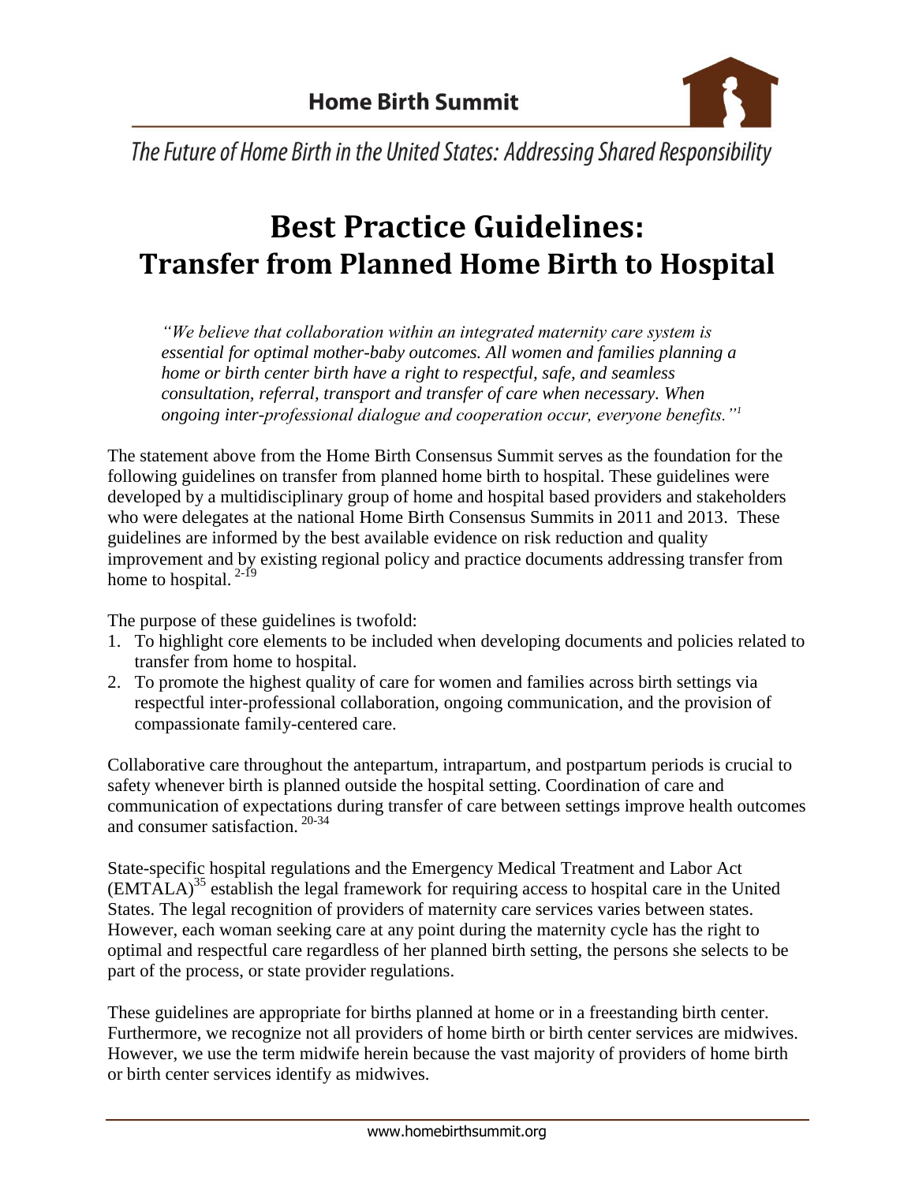Home Birth Summit

*The Future of Home Birth in the United States: Addressing Shared Responsibility*

# Best Practice Guidelines: Transfer from Planned Home Birth to Hospital

> *"We believe that collaboration within an integrated maternity care system is essential for optimal mother-baby outcomes. All women and families planning a home or birth center birth have a right to respectful, safe, and seamless consultation, referral, transport and transfer of care when necessary. When ongoing inter-professional dialogue and cooperation occur, everyone benefits."*[1]

The statement above from the Home Birth Consensus Summit serves as the foundation for the following guidelines on transfer from planned home birth to hospital. These guidelines were developed by a multidisciplinary group of home and hospital based providers and stakeholders who were delegates at the national Home Birth Consensus Summits in 2011 and 2013. These guidelines are informed by the best available evidence on risk reduction and quality improvement and by existing regional policy and practice documents addressing transfer from home to hospital.[2-19]

The purpose of these guidelines is twofold:

1. To highlight core elements to be included when developing documents and policies related to transfer from home to hospital.
2. To promote the highest quality of care for women and families across birth settings via respectful inter-professional collaboration, ongoing communication, and the provision of compassionate family-centered care.

Collaborative care throughout the antepartum, intrapartum, and postpartum periods is crucial to safety whenever birth is planned outside the hospital setting. Coordination of care and communication of expectations during transfer of care between settings improve health outcomes and consumer satisfaction.[20-34]

State-specific hospital regulations and the Emergency Medical Treatment and Labor Act (EMTALA)[35] establish the legal framework for requiring access to hospital care in the United States. The legal recognition of providers of maternity care services varies between states. However, each woman seeking care at any point during the maternity cycle has the right to optimal and respectful care regardless of her planned birth setting, the persons she selects to be part of the process, or state provider regulations.

These guidelines are appropriate for births planned at home or in a freestanding birth center. Furthermore, we recognize not all providers of home birth or birth center services are midwives. However, we use the term midwife herein because the vast majority of providers of home birth or birth center services identify as midwives.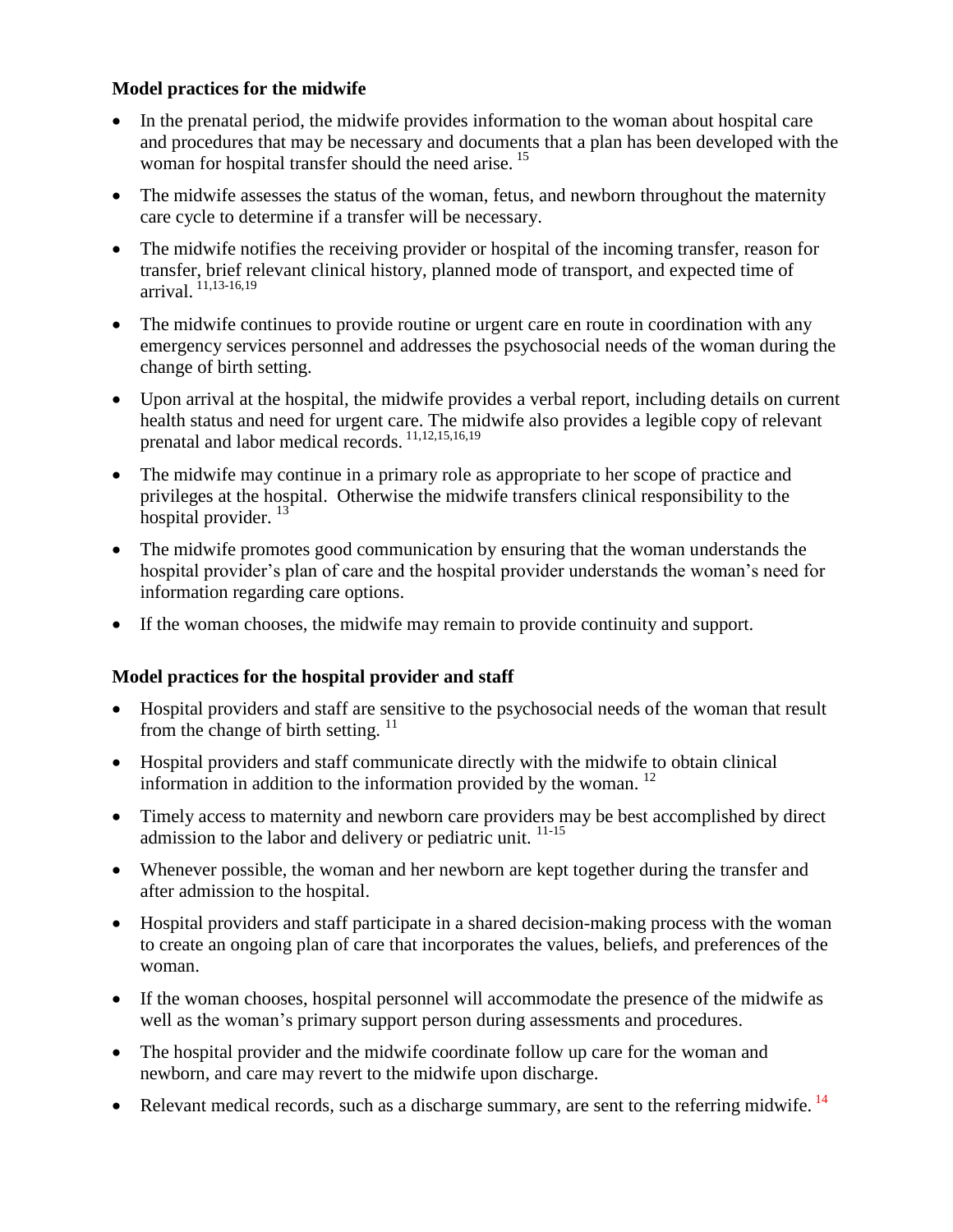**Model practices for the midwife**

- In the prenatal period, the midwife provides information to the woman about hospital care and procedures that may be necessary and documents that a plan has been developed with the woman for hospital transfer should the need arise. [15]
- The midwife assesses the status of the woman, fetus, and newborn throughout the maternity care cycle to determine if a transfer will be necessary.
- The midwife notifies the receiving provider or hospital of the incoming transfer, reason for transfer, brief relevant clinical history, planned mode of transport, and expected time of arrival. [11,13-16,19]
- The midwife continues to provide routine or urgent care en route in coordination with any emergency services personnel and addresses the psychosocial needs of the woman during the change of birth setting.
- Upon arrival at the hospital, the midwife provides a verbal report, including details on current health status and need for urgent care. The midwife also provides a legible copy of relevant prenatal and labor medical records. [11,12,15,16,19]
- The midwife may continue in a primary role as appropriate to her scope of practice and privileges at the hospital. Otherwise the midwife transfers clinical responsibility to the hospital provider. [13]
- The midwife promotes good communication by ensuring that the woman understands the hospital provider's plan of care and the hospital provider understands the woman's need for information regarding care options.
- If the woman chooses, the midwife may remain to provide continuity and support.

**Model practices for the hospital provider and staff**

- Hospital providers and staff are sensitive to the psychosocial needs of the woman that result from the change of birth setting. [11]
- Hospital providers and staff communicate directly with the midwife to obtain clinical information in addition to the information provided by the woman. [12]
- Timely access to maternity and newborn care providers may be best accomplished by direct admission to the labor and delivery or pediatric unit. [11-15]
- Whenever possible, the woman and her newborn are kept together during the transfer and after admission to the hospital.
- Hospital providers and staff participate in a shared decision-making process with the woman to create an ongoing plan of care that incorporates the values, beliefs, and preferences of the woman.
- If the woman chooses, hospital personnel will accommodate the presence of the midwife as well as the woman's primary support person during assessments and procedures.
- The hospital provider and the midwife coordinate follow up care for the woman and newborn, and care may revert to the midwife upon discharge.
- Relevant medical records, such as a discharge summary, are sent to the referring midwife. [14]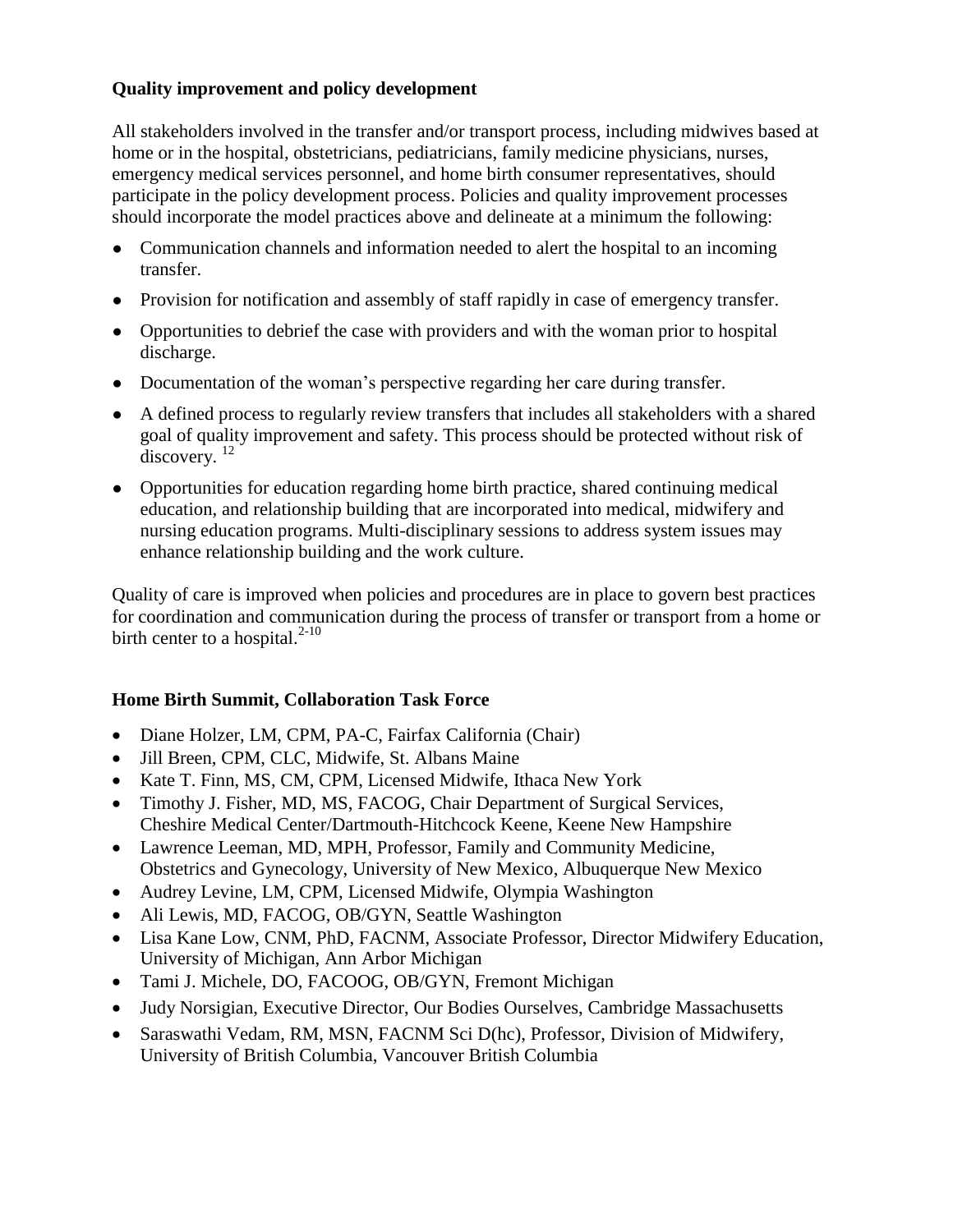### Quality improvement and policy development

All stakeholders involved in the transfer and/or transport process, including midwives based at home or in the hospital, obstetricians, pediatricians, family medicine physicians, nurses, emergency medical services personnel, and home birth consumer representatives, should participate in the policy development process. Policies and quality improvement processes should incorporate the model practices above and delineate at a minimum the following:

- Communication channels and information needed to alert the hospital to an incoming transfer.
- Provision for notification and assembly of staff rapidly in case of emergency transfer.
- Opportunities to debrief the case with providers and with the woman prior to hospital discharge.
- Documentation of the woman's perspective regarding her care during transfer.
- A defined process to regularly review transfers that includes all stakeholders with a shared goal of quality improvement and safety. This process should be protected without risk of discovery. [12]
- Opportunities for education regarding home birth practice, shared continuing medical education, and relationship building that are incorporated into medical, midwifery and nursing education programs. Multi-disciplinary sessions to address system issues may enhance relationship building and the work culture.

Quality of care is improved when policies and procedures are in place to govern best practices for coordination and communication during the process of transfer or transport from a home or birth center to a hospital.[2-10]

### Home Birth Summit, Collaboration Task Force

- Diane Holzer, LM, CPM, PA-C, Fairfax California (Chair)
- Jill Breen, CPM, CLC, Midwife, St. Albans Maine
- Kate T. Finn, MS, CM, CPM, Licensed Midwife, Ithaca New York
- Timothy J. Fisher, MD, MS, FACOG, Chair Department of Surgical Services, Cheshire Medical Center/Dartmouth-Hitchcock Keene, Keene New Hampshire
- Lawrence Leeman, MD, MPH, Professor, Family and Community Medicine, Obstetrics and Gynecology, University of New Mexico, Albuquerque New Mexico
- Audrey Levine, LM, CPM, Licensed Midwife, Olympia Washington
- Ali Lewis, MD, FACOG, OB/GYN, Seattle Washington
- Lisa Kane Low, CNM, PhD, FACNM, Associate Professor, Director Midwifery Education, University of Michigan, Ann Arbor Michigan
- Tami J. Michele, DO, FACOOG, OB/GYN, Fremont Michigan
- Judy Norsigian, Executive Director, Our Bodies Ourselves, Cambridge Massachusetts
- Saraswathi Vedam, RM, MSN, FACNM Sci D(hc), Professor, Division of Midwifery, University of British Columbia, Vancouver British Columbia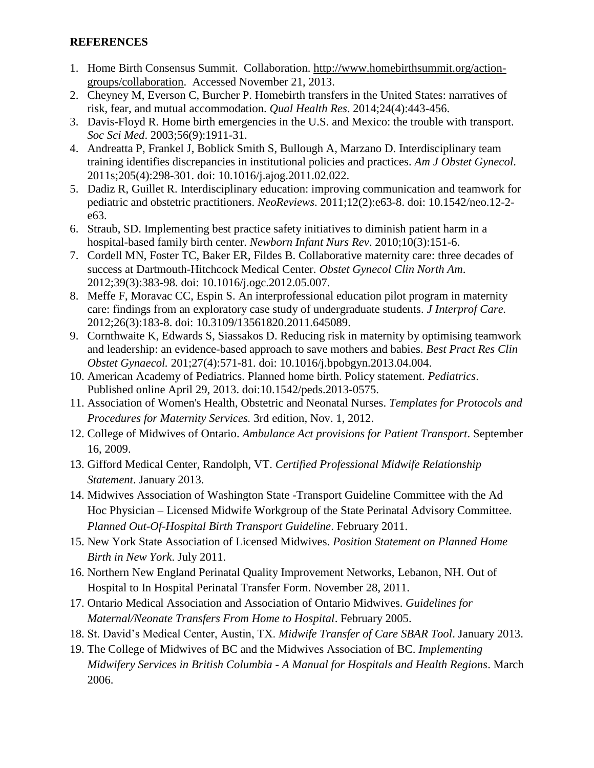**REFERENCES**

1. Home Birth Consensus Summit. Collaboration. http://www.homebirthsummit.org/action-groups/collaboration. Accessed November 21, 2013.
2. Cheyney M, Everson C, Burcher P. Homebirth transfers in the United States: narratives of risk, fear, and mutual accommodation. *Qual Health Res*. 2014;24(4):443-456.
3. Davis-Floyd R. Home birth emergencies in the U.S. and Mexico: the trouble with transport. *Soc Sci Med*. 2003;56(9):1911-31.
4. Andreatta P, Frankel J, Boblick Smith S, Bullough A, Marzano D. Interdisciplinary team training identifies discrepancies in institutional policies and practices. *Am J Obstet Gynecol*. 2011s;205(4):298-301. doi: 10.1016/j.ajog.2011.02.022.
5. Dadiz R, Guillet R. Interdisciplinary education: improving communication and teamwork for pediatric and obstetric practitioners. *NeoReviews*. 2011;12(2):e63-8. doi: 10.1542/neo.12-2-e63.
6. Straub, SD. Implementing best practice safety initiatives to diminish patient harm in a hospital-based family birth center. *Newborn Infant Nurs Rev*. 2010;10(3):151-6.
7. Cordell MN, Foster TC, Baker ER, Fildes B. Collaborative maternity care: three decades of success at Dartmouth-Hitchcock Medical Center. *Obstet Gynecol Clin North Am*. 2012;39(3):383-98. doi: 10.1016/j.ogc.2012.05.007.
8. Meffe F, Moravac CC, Espin S. An interprofessional education pilot program in maternity care: findings from an exploratory case study of undergraduate students. *J Interprof Care.* 2012;26(3):183-8. doi: 10.3109/13561820.2011.645089.
9. Cornthwaite K, Edwards S, Siassakos D. Reducing risk in maternity by optimising teamwork and leadership: an evidence-based approach to save mothers and babies. *Best Pract Res Clin Obstet Gynaecol.* 201;27(4):571-81. doi: 10.1016/j.bpobgyn.2013.04.004.
10. American Academy of Pediatrics. Planned home birth. Policy statement. *Pediatrics*. Published online April 29, 2013. doi:10.1542/peds.2013-0575.
11. Association of Women's Health, Obstetric and Neonatal Nurses. *Templates for Protocols and Procedures for Maternity Services.* 3rd edition, Nov. 1, 2012.
12. College of Midwives of Ontario. *Ambulance Act provisions for Patient Transport*. September 16, 2009.
13. Gifford Medical Center, Randolph, VT. *Certified Professional Midwife Relationship Statement*. January 2013.
14. Midwives Association of Washington State -Transport Guideline Committee with the Ad Hoc Physician – Licensed Midwife Workgroup of the State Perinatal Advisory Committee. *Planned Out-Of-Hospital Birth Transport Guideline*. February 2011.
15. New York State Association of Licensed Midwives. *Position Statement on Planned Home Birth in New York*. July 2011.
16. Northern New England Perinatal Quality Improvement Networks, Lebanon, NH. Out of Hospital to In Hospital Perinatal Transfer Form. November 28, 2011.
17. Ontario Medical Association and Association of Ontario Midwives. *Guidelines for Maternal/Neonate Transfers From Home to Hospital*. February 2005.
18. St. David's Medical Center, Austin, TX. *Midwife Transfer of Care SBAR Tool*. January 2013.
19. The College of Midwives of BC and the Midwives Association of BC. *Implementing Midwifery Services in British Columbia - A Manual for Hospitals and Health Regions*. March 2006.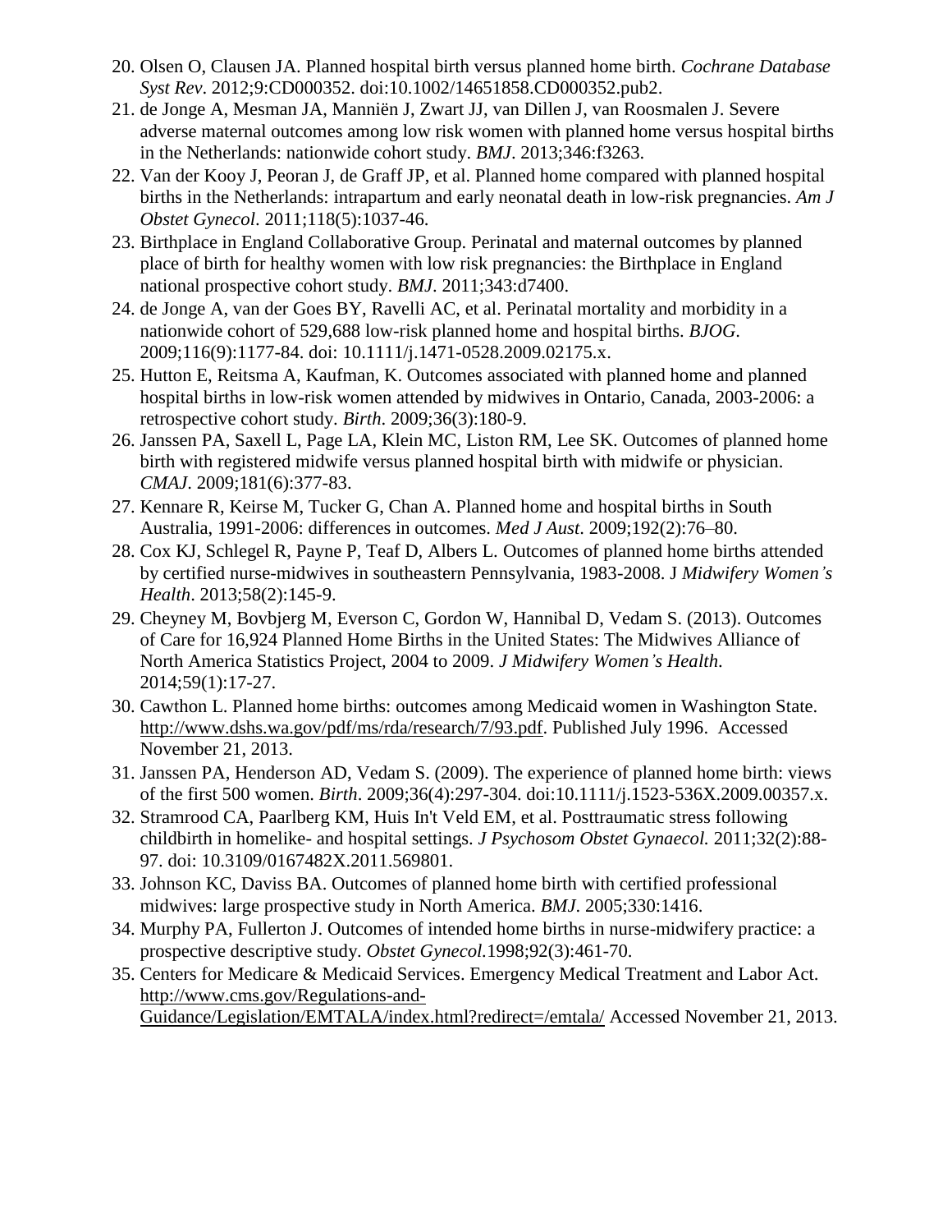20. Olsen O, Clausen JA. Planned hospital birth versus planned home birth. *Cochrane Database Syst Rev*. 2012;9:CD000352. doi:10.1002/14651858.CD000352.pub2.
21. de Jonge A, Mesman JA, Manniën J, Zwart JJ, van Dillen J, van Roosmalen J. Severe adverse maternal outcomes among low risk women with planned home versus hospital births in the Netherlands: nationwide cohort study. *BMJ*. 2013;346:f3263.
22. Van der Kooy J, Peoran J, de Graff JP, et al. Planned home compared with planned hospital births in the Netherlands: intrapartum and early neonatal death in low-risk pregnancies. *Am J Obstet Gynecol*. 2011;118(5):1037-46.
23. Birthplace in England Collaborative Group. Perinatal and maternal outcomes by planned place of birth for healthy women with low risk pregnancies: the Birthplace in England national prospective cohort study. *BMJ*. 2011;343:d7400.
24. de Jonge A, van der Goes BY, Ravelli AC, et al. Perinatal mortality and morbidity in a nationwide cohort of 529,688 low-risk planned home and hospital births. *BJOG*. 2009;116(9):1177-84. doi: 10.1111/j.1471-0528.2009.02175.x.
25. Hutton E, Reitsma A, Kaufman, K. Outcomes associated with planned home and planned hospital births in low-risk women attended by midwives in Ontario, Canada, 2003-2006: a retrospective cohort study. *Birth*. 2009;36(3):180-9.
26. Janssen PA, Saxell L, Page LA, Klein MC, Liston RM, Lee SK. Outcomes of planned home birth with registered midwife versus planned hospital birth with midwife or physician. *CMAJ*. 2009;181(6):377-83.
27. Kennare R, Keirse M, Tucker G, Chan A. Planned home and hospital births in South Australia, 1991-2006: differences in outcomes. *Med J Aust*. 2009;192(2):76–80.
28. Cox KJ, Schlegel R, Payne P, Teaf D, Albers L. Outcomes of planned home births attended by certified nurse-midwives in southeastern Pennsylvania, 1983-2008. J *Midwifery Women's Health*. 2013;58(2):145-9.
29. Cheyney M, Bovbjerg M, Everson C, Gordon W, Hannibal D, Vedam S. (2013). Outcomes of Care for 16,924 Planned Home Births in the United States: The Midwives Alliance of North America Statistics Project, 2004 to 2009. *J Midwifery Women's Health*. 2014;59(1):17-27.
30. Cawthon L. Planned home births: outcomes among Medicaid women in Washington State. http://www.dshs.wa.gov/pdf/ms/rda/research/7/93.pdf. Published July 1996. Accessed November 21, 2013.
31. Janssen PA, Henderson AD, Vedam S. (2009). The experience of planned home birth: views of the first 500 women. *Birth*. 2009;36(4):297-304. doi:10.1111/j.1523-536X.2009.00357.x.
32. Stramrood CA, Paarlberg KM, Huis In't Veld EM, et al. Posttraumatic stress following childbirth in homelike- and hospital settings. *J Psychosom Obstet Gynaecol.* 2011;32(2):88-97. doi: 10.3109/0167482X.2011.569801.
33. Johnson KC, Daviss BA. Outcomes of planned home birth with certified professional midwives: large prospective study in North America. *BMJ*. 2005;330:1416.
34. Murphy PA, Fullerton J. Outcomes of intended home births in nurse-midwifery practice: a prospective descriptive study. *Obstet Gynecol.*1998;92(3):461-70.
35. Centers for Medicare & Medicaid Services. Emergency Medical Treatment and Labor Act. http://www.cms.gov/Regulations-and-Guidance/Legislation/EMTALA/index.html?redirect=/emtala/ Accessed November 21, 2013.